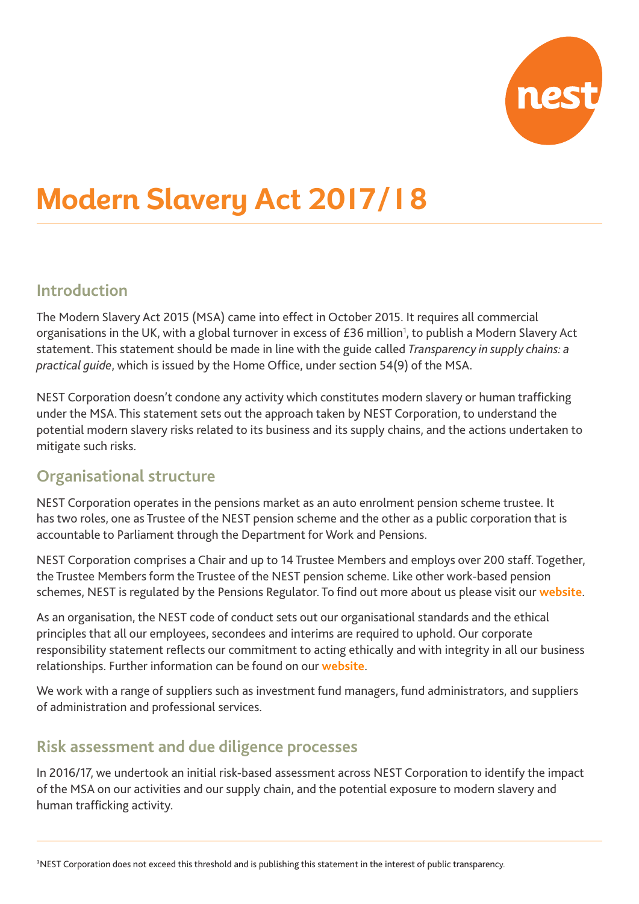# Modern Slavery Act 2017/18

## Introduction

The Modern Slavery Act 2015 (MSA) came into effect in October 2015. It requires all commercial organisations in the UK, with a global turnover in excess of £36 million[1], to publish a Modern Slavery Act statement. This statement should be made in line with the guide called *Transparency in supply chains: a practical guide*, which is issued by the Home Office, under section 54(9) of the MSA.

NEST Corporation doesn't condone any activity which constitutes modern slavery or human trafficking under the MSA. This statement sets out the approach taken by NEST Corporation, to understand the potential modern slavery risks related to its business and its supply chains, and the actions undertaken to mitigate such risks.

## Organisational structure

NEST Corporation operates in the pensions market as an auto enrolment pension scheme trustee. It has two roles, one as Trustee of the NEST pension scheme and the other as a public corporation that is accountable to Parliament through the Department for Work and Pensions.

NEST Corporation comprises a Chair and up to 14 Trustee Members and employs over 200 staff. Together, the Trustee Members form the Trustee of the NEST pension scheme. Like other work-based pension schemes, NEST is regulated by the Pensions Regulator. To find out more about us please visit our **website**.

As an organisation, the NEST code of conduct sets out our organisational standards and the ethical principles that all our employees, secondees and interims are required to uphold. Our corporate responsibility statement reflects our commitment to acting ethically and with integrity in all our business relationships. Further information can be found on our **website**.

We work with a range of suppliers such as investment fund managers, fund administrators, and suppliers of administration and professional services.

## Risk assessment and due diligence processes

In 2016/17, we undertook an initial risk-based assessment across NEST Corporation to identify the impact of the MSA on our activities and our supply chain, and the potential exposure to modern slavery and human trafficking activity.

---

[1]NEST Corporation does not exceed this threshold and is publishing this statement in the interest of public transparency.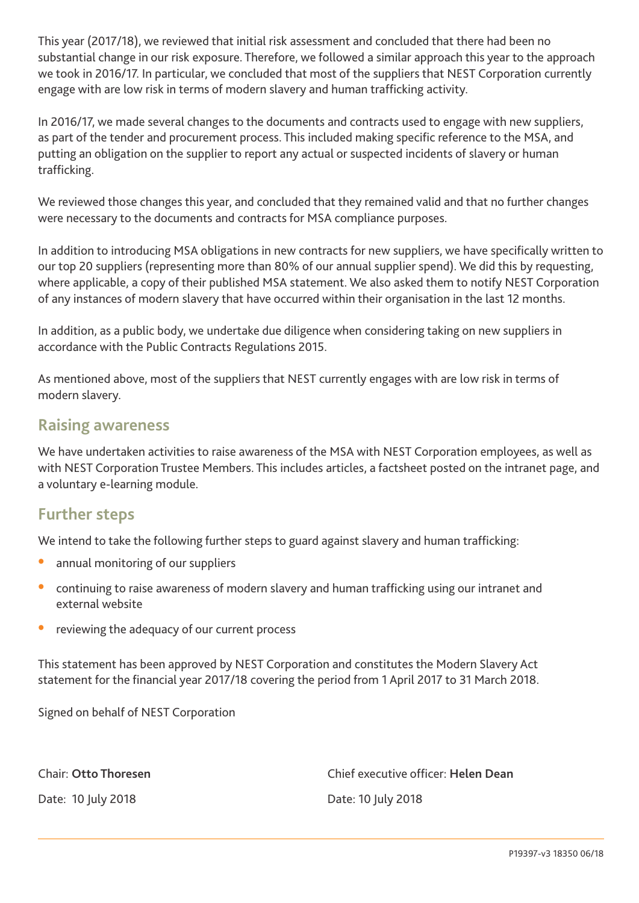This year (2017/18), we reviewed that initial risk assessment and concluded that there had been no substantial change in our risk exposure. Therefore, we followed a similar approach this year to the approach we took in 2016/17. In particular, we concluded that most of the suppliers that NEST Corporation currently engage with are low risk in terms of modern slavery and human trafficking activity.

In 2016/17, we made several changes to the documents and contracts used to engage with new suppliers, as part of the tender and procurement process. This included making specific reference to the MSA, and putting an obligation on the supplier to report any actual or suspected incidents of slavery or human trafficking.

We reviewed those changes this year, and concluded that they remained valid and that no further changes were necessary to the documents and contracts for MSA compliance purposes.

In addition to introducing MSA obligations in new contracts for new suppliers, we have specifically written to our top 20 suppliers (representing more than 80% of our annual supplier spend). We did this by requesting, where applicable, a copy of their published MSA statement. We also asked them to notify NEST Corporation of any instances of modern slavery that have occurred within their organisation in the last 12 months.

In addition, as a public body, we undertake due diligence when considering taking on new suppliers in accordance with the Public Contracts Regulations 2015.

As mentioned above, most of the suppliers that NEST currently engages with are low risk in terms of modern slavery.

## Raising awareness

We have undertaken activities to raise awareness of the MSA with NEST Corporation employees, as well as with NEST Corporation Trustee Members. This includes articles, a factsheet posted on the intranet page, and a voluntary e-learning module.

## Further steps

We intend to take the following further steps to guard against slavery and human trafficking:

- annual monitoring of our suppliers
- continuing to raise awareness of modern slavery and human trafficking using our intranet and external website
- reviewing the adequacy of our current process

This statement has been approved by NEST Corporation and constitutes the Modern Slavery Act statement for the financial year 2017/18 covering the period from 1 April 2017 to 31 March 2018.

Signed on behalf of NEST Corporation

Chair: **Otto Thoresen**

Date: 10 July 2018

Chief executive officer: **Helen Dean**

Date: 10 July 2018

P19397-v3 18350 06/18